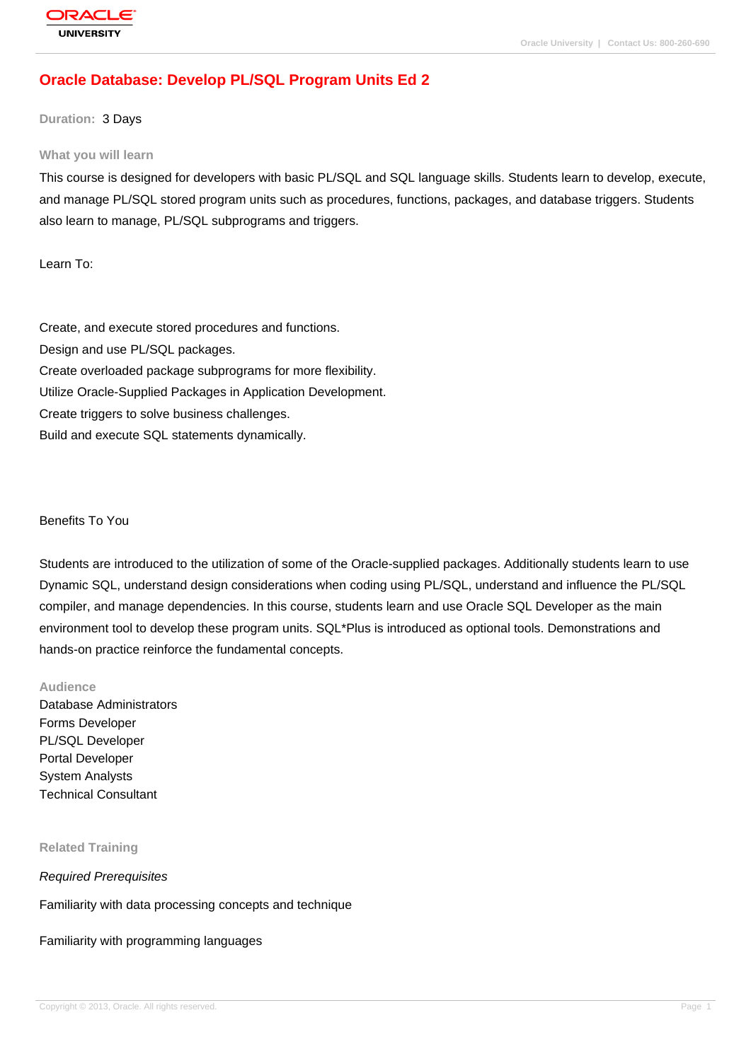# Oracle Database: Develop PL/SQL Program Units Ed 2

**Duration:** 3 Days

### What you will learn

This course is designed for developers with basic PL/SQL and SQL language skills. Students learn to develop, execute, and manage PL/SQL stored program units such as procedures, functions, packages, and database triggers. Students also learn to manage, PL/SQL subprograms and triggers.

Learn To:

Create, and execute stored procedures and functions.
Design and use PL/SQL packages.
Create overloaded package subprograms for more flexibility.
Utilize Oracle-Supplied Packages in Application Development.
Create triggers to solve business challenges.
Build and execute SQL statements dynamically.

Benefits To You

Students are introduced to the utilization of some of the Oracle-supplied packages. Additionally students learn to use Dynamic SQL, understand design considerations when coding using PL/SQL, understand and influence the PL/SQL compiler, and manage dependencies. In this course, students learn and use Oracle SQL Developer as the main environment tool to develop these program units. SQL*Plus is introduced as optional tools. Demonstrations and hands-on practice reinforce the fundamental concepts.

### Audience

Database Administrators
Forms Developer
PL/SQL Developer
Portal Developer
System Analysts
Technical Consultant

### Related Training

*Required Prerequisites*

Familiarity with data processing concepts and technique

Familiarity with programming languages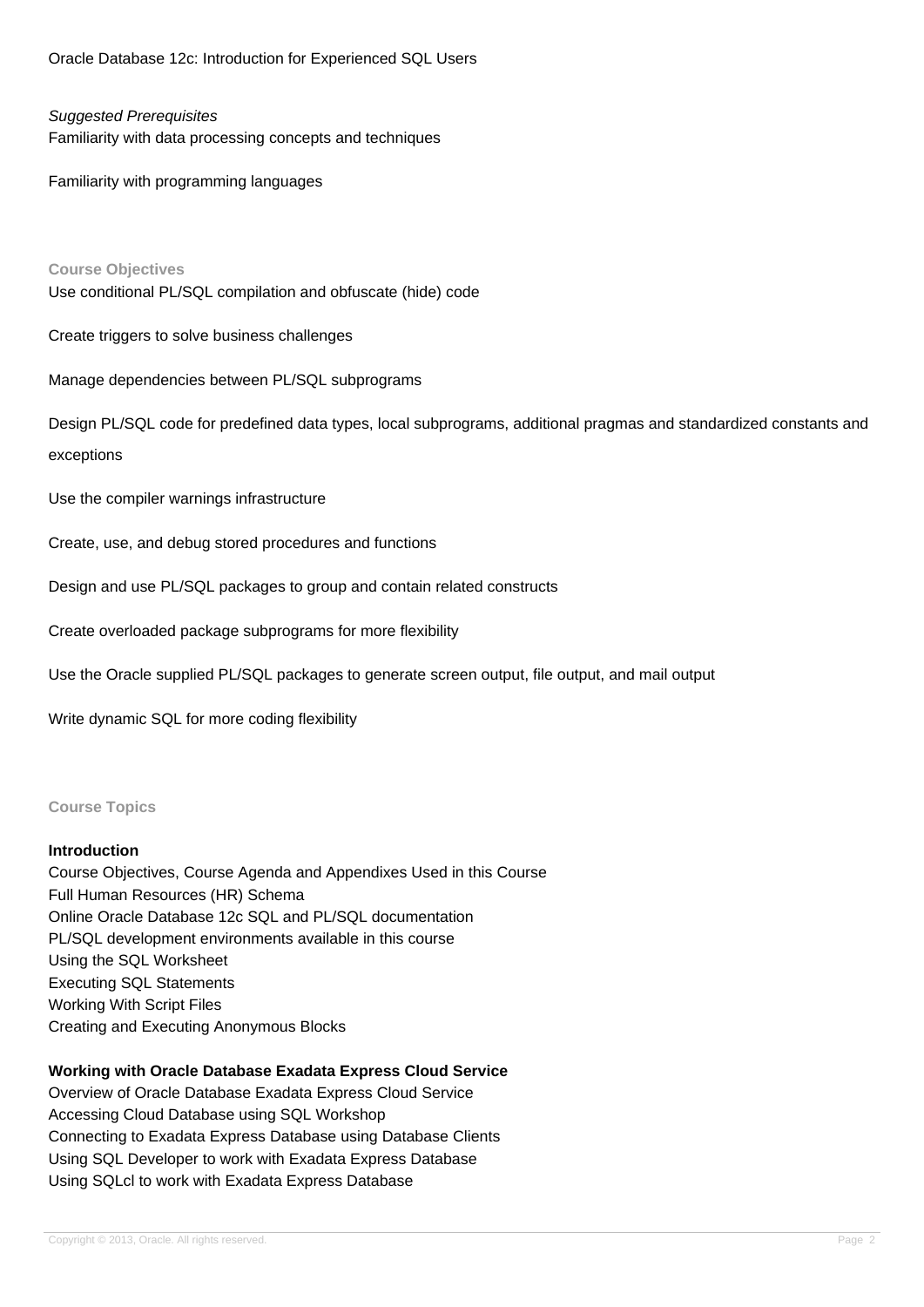Oracle Database 12c: Introduction for Experienced SQL Users

*Suggested Prerequisites*
Familiarity with data processing concepts and techniques

Familiarity with programming languages

## Course Objectives

Use conditional PL/SQL compilation and obfuscate (hide) code

Create triggers to solve business challenges

Manage dependencies between PL/SQL subprograms

Design PL/SQL code for predefined data types, local subprograms, additional pragmas and standardized constants and exceptions

Use the compiler warnings infrastructure

Create, use, and debug stored procedures and functions

Design and use PL/SQL packages to group and contain related constructs

Create overloaded package subprograms for more flexibility

Use the Oracle supplied PL/SQL packages to generate screen output, file output, and mail output

Write dynamic SQL for more coding flexibility

## Course Topics

### Introduction

Course Objectives, Course Agenda and Appendixes Used in this Course
Full Human Resources (HR) Schema
Online Oracle Database 12c SQL and PL/SQL documentation
PL/SQL development environments available in this course
Using the SQL Worksheet
Executing SQL Statements
Working With Script Files
Creating and Executing Anonymous Blocks

### Working with Oracle Database Exadata Express Cloud Service

Overview of Oracle Database Exadata Express Cloud Service
Accessing Cloud Database using SQL Workshop
Connecting to Exadata Express Database using Database Clients
Using SQL Developer to work with Exadata Express Database
Using SQLcl to work with Exadata Express Database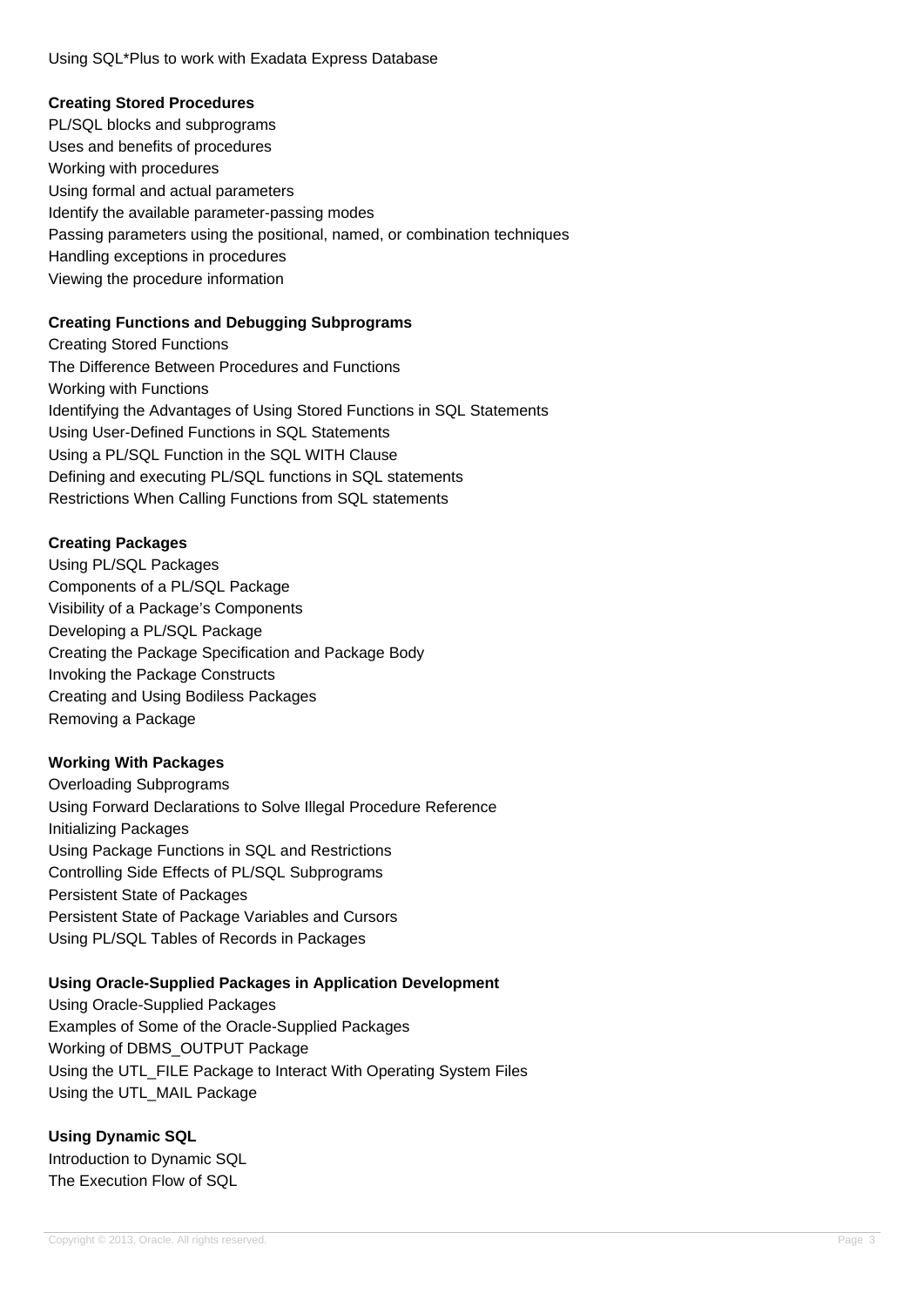Using SQL*Plus to work with Exadata Express Database

**Creating Stored Procedures**

PL/SQL blocks and subprograms
Uses and benefits of procedures
Working with procedures
Using formal and actual parameters
Identify the available parameter-passing modes
Passing parameters using the positional, named, or combination techniques
Handling exceptions in procedures
Viewing the procedure information

**Creating Functions and Debugging Subprograms**

Creating Stored Functions
The Difference Between Procedures and Functions
Working with Functions
Identifying the Advantages of Using Stored Functions in SQL Statements
Using User-Defined Functions in SQL Statements
Using a PL/SQL Function in the SQL WITH Clause
Defining and executing PL/SQL functions in SQL statements
Restrictions When Calling Functions from SQL statements

**Creating Packages**

Using PL/SQL Packages
Components of a PL/SQL Package
Visibility of a Package's Components
Developing a PL/SQL Package
Creating the Package Specification and Package Body
Invoking the Package Constructs
Creating and Using Bodiless Packages
Removing a Package

**Working With Packages**

Overloading Subprograms
Using Forward Declarations to Solve Illegal Procedure Reference
Initializing Packages
Using Package Functions in SQL and Restrictions
Controlling Side Effects of PL/SQL Subprograms
Persistent State of Packages
Persistent State of Package Variables and Cursors
Using PL/SQL Tables of Records in Packages

**Using Oracle-Supplied Packages in Application Development**

Using Oracle-Supplied Packages
Examples of Some of the Oracle-Supplied Packages
Working of DBMS_OUTPUT Package
Using the UTL_FILE Package to Interact With Operating System Files
Using the UTL_MAIL Package

**Using Dynamic SQL**

Introduction to Dynamic SQL
The Execution Flow of SQL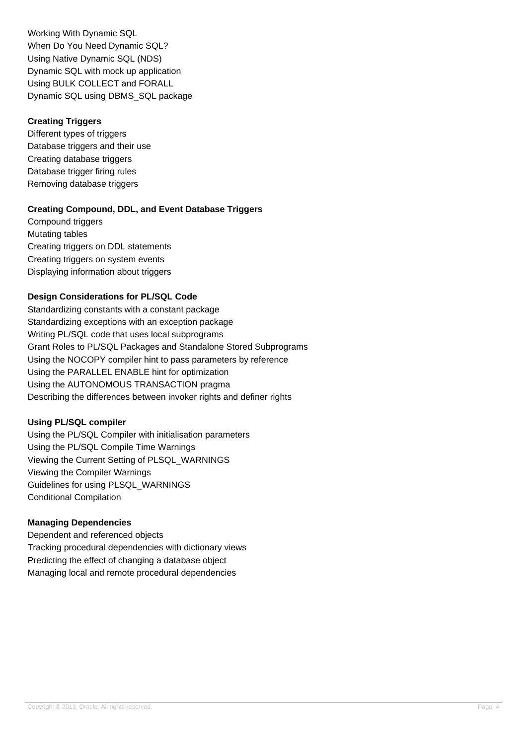Working With Dynamic SQL
When Do You Need Dynamic SQL?
Using Native Dynamic SQL (NDS)
Dynamic SQL with mock up application
Using BULK COLLECT and FORALL
Dynamic SQL using DBMS_SQL package

**Creating Triggers**

Different types of triggers
Database triggers and their use
Creating database triggers
Database trigger firing rules
Removing database triggers

**Creating Compound, DDL, and Event Database Triggers**

Compound triggers
Mutating tables
Creating triggers on DDL statements
Creating triggers on system events
Displaying information about triggers

**Design Considerations for PL/SQL Code**

Standardizing constants with a constant package
Standardizing exceptions with an exception package
Writing PL/SQL code that uses local subprograms
Grant Roles to PL/SQL Packages and Standalone Stored Subprograms
Using the NOCOPY compiler hint to pass parameters by reference
Using the PARALLEL ENABLE hint for optimization
Using the AUTONOMOUS TRANSACTION pragma
Describing the differences between invoker rights and definer rights

**Using PL/SQL compiler**

Using the PL/SQL Compiler with initialisation parameters
Using the PL/SQL Compile Time Warnings
Viewing the Current Setting of PLSQL_WARNINGS
Viewing the Compiler Warnings
Guidelines for using PLSQL_WARNINGS
Conditional Compilation

**Managing Dependencies**

Dependent and referenced objects
Tracking procedural dependencies with dictionary views
Predicting the effect of changing a database object
Managing local and remote procedural dependencies